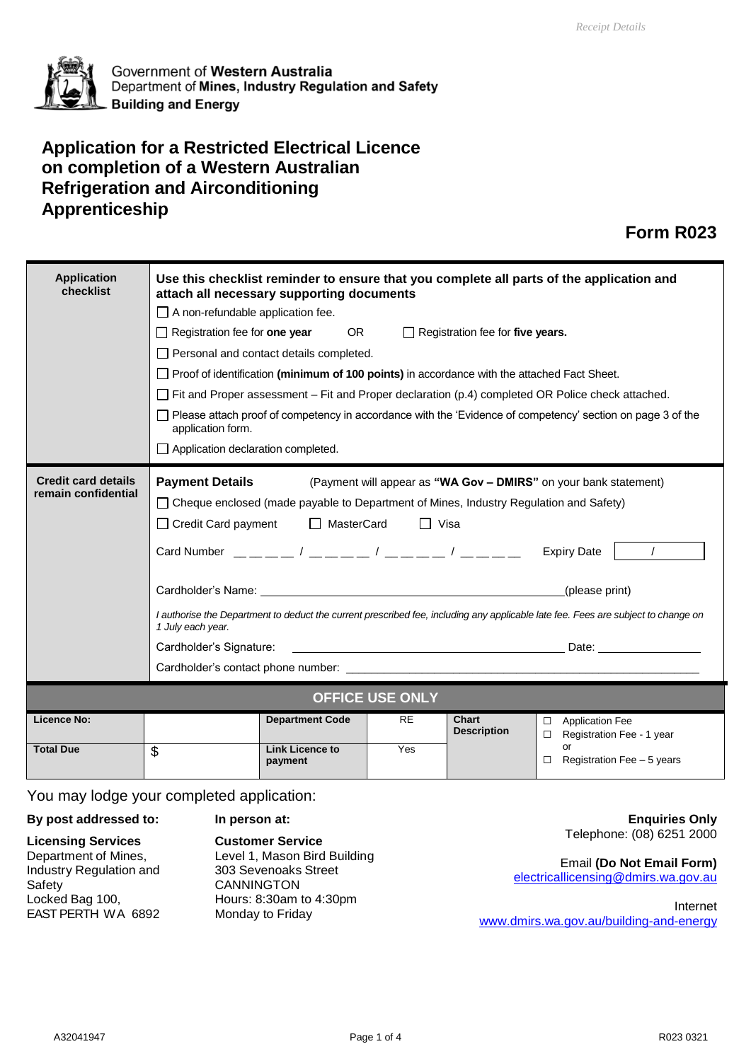Receipt Details

Government of **Western Australia**
Department of **Mines, Industry Regulation and Safety**
**Building and Energy**

# Application for a Restricted Electrical Licence on completion of a Western Australian Refrigeration and Airconditioning Apprenticeship

## Form R023

| **Application checklist** | **Use this checklist reminder to ensure that you complete all parts of the application and attach all necessary supporting documents**<br>☐ A non-refundable application fee.<br>☐ Registration fee for **one year** OR ☐ Registration fee for **five years.**<br>☐ Personal and contact details completed.<br>☐ Proof of identification **(minimum of 100 points)** in accordance with the attached Fact Sheet.<br>☐ Fit and Proper assessment – Fit and Proper declaration (p.4) completed OR Police check attached.<br>☐ Please attach proof of competency in accordance with the 'Evidence of competency' section on page 3 of the application form.<br>☐ Application declaration completed. |
|---|---|
| **Credit card details remain confidential** | **Payment Details** (Payment will appear as **"WA Gov – DMIRS"** on your bank statement)<br>☐ Cheque enclosed (made payable to Department of Mines, Industry Regulation and Safety)<br>☐ Credit Card payment ☐ MasterCard ☐ Visa<br>Card Number \_ \_ \_ \_ / \_ \_ \_ \_ / \_ \_ \_ \_ / \_ \_ \_ \_ Expiry Date /<br>Cardholder's Name: \_\_\_\_\_\_\_\_\_\_\_\_\_\_\_\_ (please print)<br>*I authorise the Department to deduct the current prescribed fee, including any applicable late fee. Fees are subject to change on 1 July each year.*<br>Cardholder's Signature: \_\_\_\_\_\_\_\_\_\_\_\_\_\_\_\_ Date: \_\_\_\_\_\_\_\_<br>Cardholder's contact phone number: \_\_\_\_\_\_\_\_\_\_\_\_\_\_\_\_ |

**OFFICE USE ONLY**

| **Licence No:** | | **Department Code** | RE | **Chart Description** | ☐ Application Fee<br>☐ Registration Fee - 1 year<br>or<br>☐ Registration Fee – 5 years |
|---|---|---|---|---|---|
| **Total Due** | $ | **Link Licence to payment** | Yes | | |

You may lodge your completed application:

**By post addressed to:**

**Licensing Services**
Department of Mines, Industry Regulation and Safety
Locked Bag 100,
EAST PERTH WA 6892

**In person at:**

**Customer Service**
Level 1, Mason Bird Building
303 Sevenoaks Street
CANNINGTON
Hours: 8:30am to 4:30pm
Monday to Friday

**Enquiries Only**
Telephone: (08) 6251 2000

Email **(Do Not Email Form)**
electricallicensing@dmirs.wa.gov.au

Internet
www.dmirs.wa.gov.au/building-and-energy

A32041947 R023 0321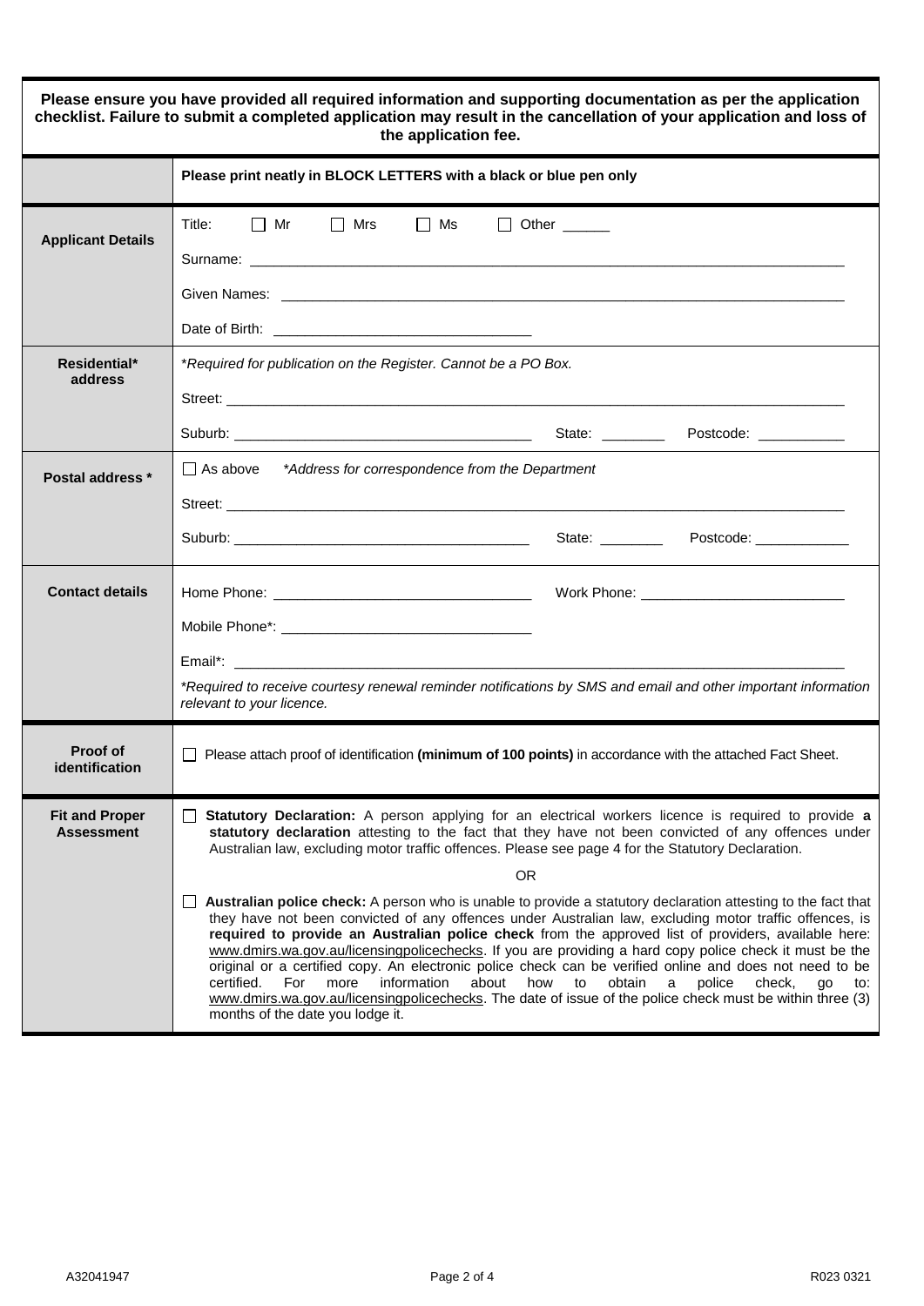**Please ensure you have provided all required information and supporting documentation as per the application checklist. Failure to submit a completed application may result in the cancellation of your application and loss of the application fee.**

| | **Please print neatly in BLOCK LETTERS with a black or blue pen only** |
|---|---|
| **Applicant Details** | Title: ☐ Mr ☐ Mrs ☐ Ms ☐ Other ______<br>Surname: ______________________<br>Given Names: ______________________<br>Date of Birth: ______________________ |
| **Residential* address** | *\*Required for publication on the Register. Cannot be a PO Box.*<br>Street: ______________________<br>Suburb: ______________________ State: ________ Postcode: ___________ |
| **Postal address \*** | ☐ As above *\*Address for correspondence from the Department*<br>Street: ______________________<br>Suburb: ______________________ State: ________ Postcode: ____________ |
| **Contact details** | Home Phone: ______________________ Work Phone: ______________________<br>Mobile Phone*: ______________________<br>Email*: ______________________<br>*\*Required to receive courtesy renewal reminder notifications by SMS and email and other important information relevant to your licence.* |
| **Proof of identification** | ☐ Please attach proof of identification **(minimum of 100 points)** in accordance with the attached Fact Sheet. |
| **Fit and Proper Assessment** | ☐ **Statutory Declaration:** A person applying for an electrical workers licence is required to provide **a statutory declaration** attesting to the fact that they have not been convicted of any offences under Australian law, excluding motor traffic offences. Please see page 4 for the Statutory Declaration.<br>OR<br>☐ **Australian police check:** A person who is unable to provide a statutory declaration attesting to the fact that they have not been convicted of any offences under Australian law, excluding motor traffic offences, is **required to provide an Australian police check** from the approved list of providers, available here: www.dmirs.wa.gov.au/licensingpolicechecks. If you are providing a hard copy police check it must be the original or a certified copy. An electronic police check can be verified online and does not need to be certified. For more information about how to obtain a police check, go to: www.dmirs.wa.gov.au/licensingpolicechecks. The date of issue of the police check must be within three (3) months of the date you lodge it. |

A32041947 R023 0321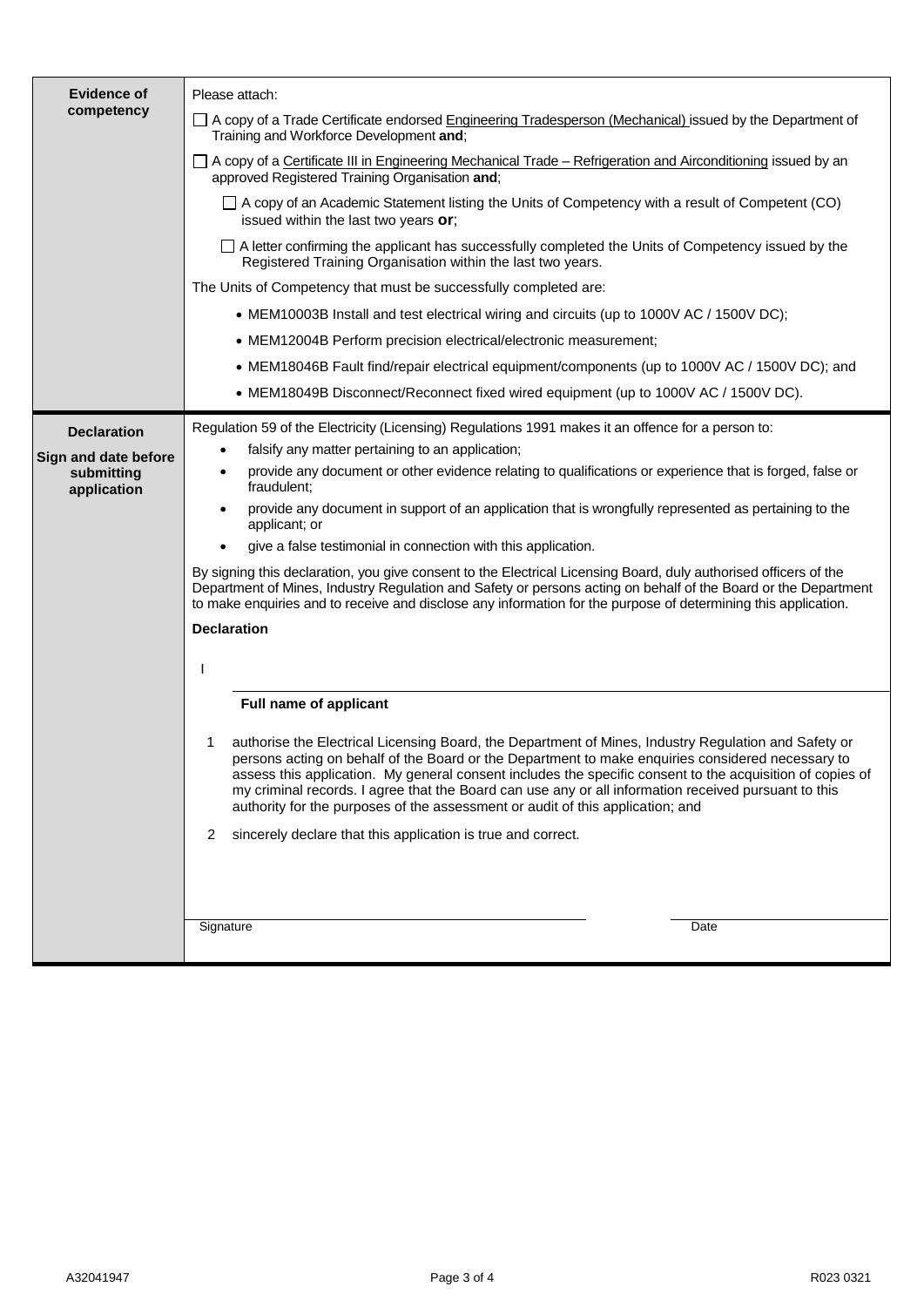| | |
|---|---|
| **Evidence of competency** | Please attach:<br><br>☐ A copy of a Trade Certificate endorsed Engineering Tradesperson (Mechanical) issued by the Department of Training and Workforce Development **and**;<br><br>☐ A copy of a Certificate III in Engineering Mechanical Trade – Refrigeration and Airconditioning issued by an approved Registered Training Organisation **and**;<br><br>☐ A copy of an Academic Statement listing the Units of Competency with a result of Competent (CO) issued within the last two years **or**;<br><br>☐ A letter confirming the applicant has successfully completed the Units of Competency issued by the Registered Training Organisation within the last two years.<br><br>The Units of Competency that must be successfully completed are:<br><br>• MEM10003B Install and test electrical wiring and circuits (up to 1000V AC / 1500V DC);<br>• MEM12004B Perform precision electrical/electronic measurement;<br>• MEM18046B Fault find/repair electrical equipment/components (up to 1000V AC / 1500V DC); and<br>• MEM18049B Disconnect/Reconnect fixed wired equipment (up to 1000V AC / 1500V DC). |
| **Declaration**<br><br>**Sign and date before submitting application** | Regulation 59 of the Electricity (Licensing) Regulations 1991 makes it an offence for a person to:<br><br>• falsify any matter pertaining to an application;<br>• provide any document or other evidence relating to qualifications or experience that is forged, false or fraudulent;<br>• provide any document in support of an application that is wrongfully represented as pertaining to the applicant; or<br>• give a false testimonial in connection with this application.<br><br>By signing this declaration, you give consent to the Electrical Licensing Board, duly authorised officers of the Department of Mines, Industry Regulation and Safety or persons acting on behalf of the Board or the Department to make enquiries and to receive and disclose any information for the purpose of determining this application.<br><br>**Declaration**<br><br>I ______________________________<br>**Full name of applicant**<br><br>1 authorise the Electrical Licensing Board, the Department of Mines, Industry Regulation and Safety or persons acting on behalf of the Board or the Department to make enquiries considered necessary to assess this application. My general consent includes the specific consent to the acquisition of copies of my criminal records. I agree that the Board can use any or all information received pursuant to this authority for the purposes of the assessment or audit of this application; and<br><br>2 sincerely declare that this application is true and correct.<br><br>______________________________ ______________<br>Signature Date |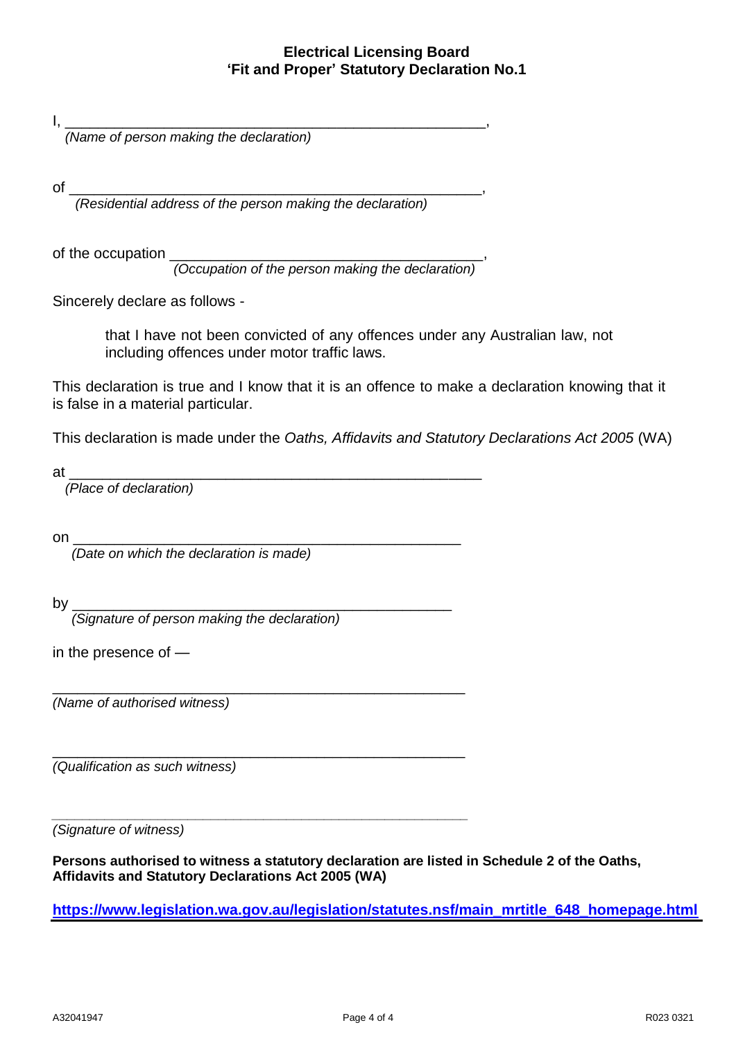**Electrical Licensing Board**
**'Fit and Proper' Statutory Declaration No.1**

I, _____________________________________________________,
*(Name of person making the declaration)*

of _____________________________________________________,
*(Residential address of the person making the declaration)*

of the occupation ______________________________________,
*(Occupation of the person making the declaration)*

Sincerely declare as follows -

> that I have not been convicted of any offences under any Australian law, not including offences under motor traffic laws.

This declaration is true and I know that it is an offence to make a declaration knowing that it is false in a material particular.

This declaration is made under the *Oaths, Affidavits and Statutory Declarations Act 2005* (WA)

at _____________________________________________________
*(Place of declaration)*

on ___________________________________________________
*(Date on which the declaration is made)*

by ___________________________________________________
*(Signature of person making the declaration)*

in the presence of —

_____________________________________________________
*(Name of authorised witness)*

_____________________________________________________
*(Qualification as such witness)*

_____________________________________________________
*(Signature of witness)*

**Persons authorised to witness a statutory declaration are listed in Schedule 2 of the Oaths, Affidavits and Statutory Declarations Act 2005 (WA)**

**https://www.legislation.wa.gov.au/legislation/statutes.nsf/main_mrtitle_648_homepage.html**

A32041947

R023 0321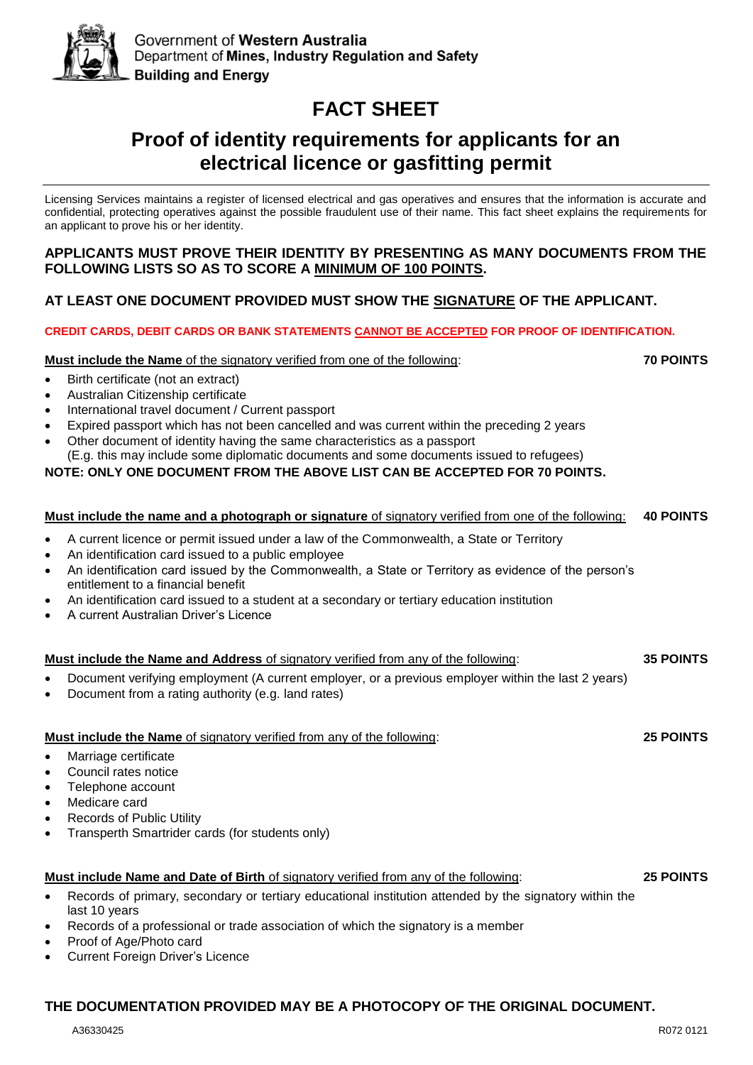Government of **Western Australia**
Department of **Mines, Industry Regulation and Safety**
**Building and Energy**

# FACT SHEET

## Proof of identity requirements for applicants for an electrical licence or gasfitting permit

Licensing Services maintains a register of licensed electrical and gas operatives and ensures that the information is accurate and confidential, protecting operatives against the possible fraudulent use of their name. This fact sheet explains the requirements for an applicant to prove his or her identity.

**APPLICANTS MUST PROVE THEIR IDENTITY BY PRESENTING AS MANY DOCUMENTS FROM THE FOLLOWING LISTS SO AS TO SCORE A MINIMUM OF 100 POINTS.**

**AT LEAST ONE DOCUMENT PROVIDED MUST SHOW THE SIGNATURE OF THE APPLICANT.**

**CREDIT CARDS, DEBIT CARDS OR BANK STATEMENTS CANNOT BE ACCEPTED FOR PROOF OF IDENTIFICATION.**

**Must include the Name** of the signatory verified from one of the following: **70 POINTS**

- Birth certificate (not an extract)
- Australian Citizenship certificate
- International travel document / Current passport
- Expired passport which has not been cancelled and was current within the preceding 2 years
- Other document of identity having the same characteristics as a passport (E.g. this may include some diplomatic documents and some documents issued to refugees)

**NOTE: ONLY ONE DOCUMENT FROM THE ABOVE LIST CAN BE ACCEPTED FOR 70 POINTS.**

**Must include the name and a photograph or signature** of signatory verified from one of the following: **40 POINTS**

- A current licence or permit issued under a law of the Commonwealth, a State or Territory
- An identification card issued to a public employee
- An identification card issued by the Commonwealth, a State or Territory as evidence of the person's entitlement to a financial benefit
- An identification card issued to a student at a secondary or tertiary education institution
- A current Australian Driver's Licence

**Must include the Name and Address** of signatory verified from any of the following: **35 POINTS**

- Document verifying employment (A current employer, or a previous employer within the last 2 years)
- Document from a rating authority (e.g. land rates)

**Must include the Name** of signatory verified from any of the following: **25 POINTS**

- Marriage certificate
- Council rates notice
- Telephone account
- Medicare card
- Records of Public Utility
- Transperth Smartrider cards (for students only)

**Must include Name and Date of Birth** of signatory verified from any of the following: **25 POINTS**

- Records of primary, secondary or tertiary educational institution attended by the signatory within the last 10 years
- Records of a professional or trade association of which the signatory is a member
- Proof of Age/Photo card
- Current Foreign Driver's Licence

**THE DOCUMENTATION PROVIDED MAY BE A PHOTOCOPY OF THE ORIGINAL DOCUMENT.**

A36330425 R072 0121